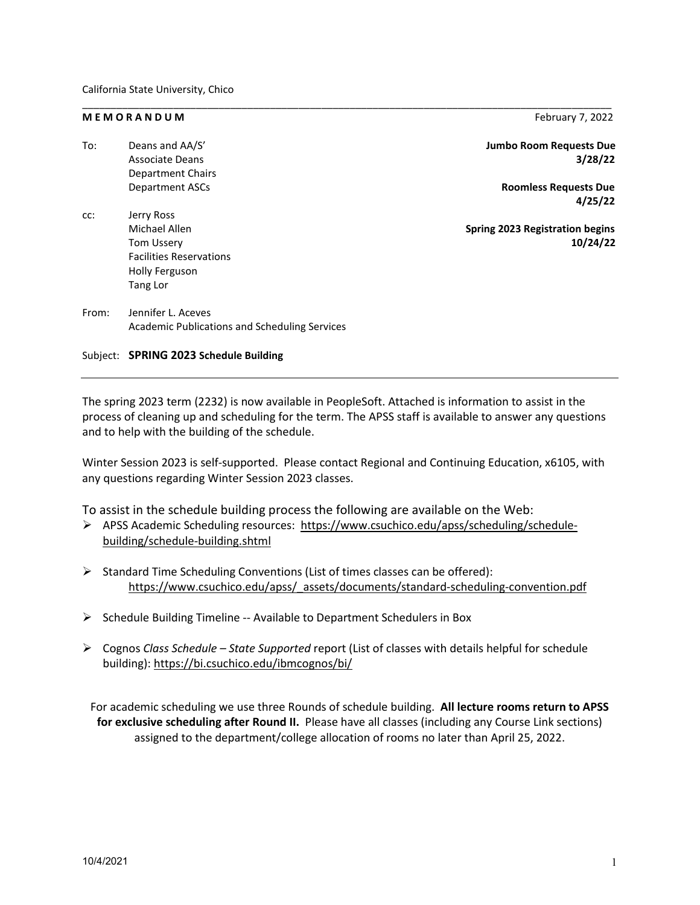California State University, Chico

**M E M O R A N D U M**

February 7, 2022

| | | |
|---|---|---|
| To: | Deans and AA/S'<br>Associate Deans<br>Department Chairs<br>Department ASCs | **Jumbo Room Requests Due 3/28/22**<br><br>**Roomless Requests Due 4/25/22** |
| cc: | Jerry Ross<br>Michael Allen<br>Tom Ussery<br>Facilities Reservations<br>Holly Ferguson<br>Tang Lor | **Spring 2023 Registration begins 10/24/22** |
| From: | Jennifer L. Aceves<br>Academic Publications and Scheduling Services | |

Subject: **SPRING 2023 Schedule Building**

---

The spring 2023 term (2232) is now available in PeopleSoft. Attached is information to assist in the process of cleaning up and scheduling for the term. The APSS staff is available to answer any questions and to help with the building of the schedule.

Winter Session 2023 is self-supported. Please contact Regional and Continuing Education, x6105, with any questions regarding Winter Session 2023 classes.

To assist in the schedule building process the following are available on the Web:

- APSS Academic Scheduling resources: https://www.csuchico.edu/apss/scheduling/schedule-building/schedule-building.shtml
- Standard Time Scheduling Conventions (List of times classes can be offered): https://www.csuchico.edu/apss/_assets/documents/standard-scheduling-convention.pdf
- Schedule Building Timeline -- Available to Department Schedulers in Box
- Cognos *Class Schedule – State Supported* report (List of classes with details helpful for schedule building): https://bi.csuchico.edu/ibmcognos/bi/

For academic scheduling we use three Rounds of schedule building. **All lecture rooms return to APSS for exclusive scheduling after Round II.** Please have all classes (including any Course Link sections) assigned to the department/college allocation of rooms no later than April 25, 2022.

10/4/2021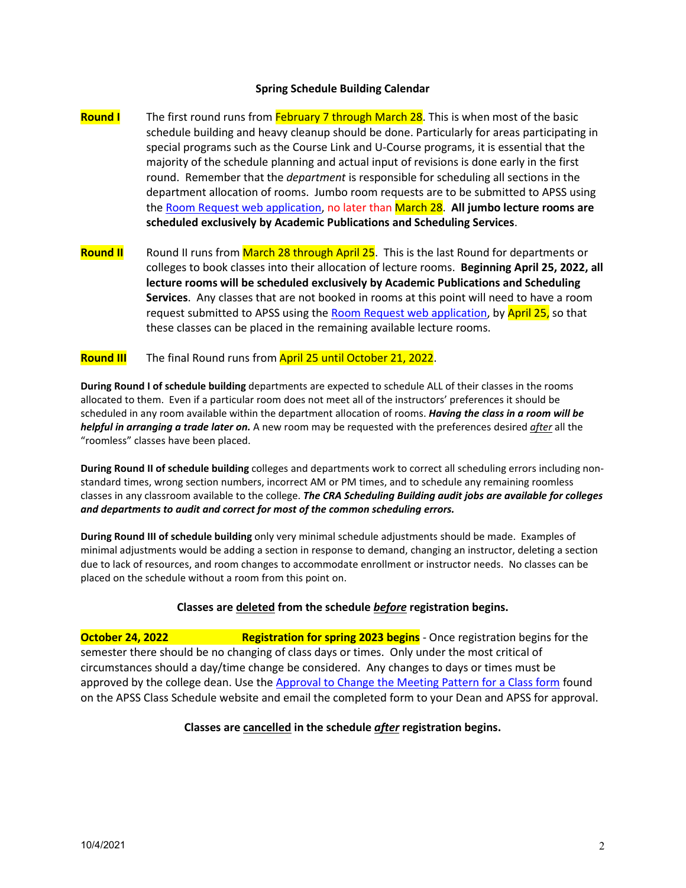### Spring Schedule Building Calendar

**Round I** The first round runs from February 7 through March 28. This is when most of the basic schedule building and heavy cleanup should be done. Particularly for areas participating in special programs such as the Course Link and U-Course programs, it is essential that the majority of the schedule planning and actual input of revisions is done early in the first round. Remember that the *department* is responsible for scheduling all sections in the department allocation of rooms. Jumbo room requests are to be submitted to APSS using the [Room Request web application](), no later than March 28. **All jumbo lecture rooms are scheduled exclusively by Academic Publications and Scheduling Services**.

**Round II** Round II runs from March 28 through April 25. This is the last Round for departments or colleges to book classes into their allocation of lecture rooms. **Beginning April 25, 2022, all lecture rooms will be scheduled exclusively by Academic Publications and Scheduling Services**. Any classes that are not booked in rooms at this point will need to have a room request submitted to APSS using the [Room Request web application](), by April 25, so that these classes can be placed in the remaining available lecture rooms.

**Round III** The final Round runs from April 25 until October 21, 2022.

**During Round I of schedule building** departments are expected to schedule ALL of their classes in the rooms allocated to them. Even if a particular room does not meet all of the instructors' preferences it should be scheduled in any room available within the department allocation of rooms. ***Having the class in a room will be helpful in arranging a trade later on.*** A new room may be requested with the preferences desired ***after*** all the "roomless" classes have been placed.

**During Round II of schedule building** colleges and departments work to correct all scheduling errors including non-standard times, wrong section numbers, incorrect AM or PM times, and to schedule any remaining roomless classes in any classroom available to the college. ***The CRA Scheduling Building audit jobs are available for colleges and departments to audit and correct for most of the common scheduling errors.***

**During Round III of schedule building** only very minimal schedule adjustments should be made. Examples of minimal adjustments would be adding a section in response to demand, changing an instructor, deleting a section due to lack of resources, and room changes to accommodate enrollment or instructor needs. No classes can be placed on the schedule without a room from this point on.

**Classes are deleted from the schedule *before* registration begins.**

**October 24, 2022** **Registration for spring 2023 begins** - Once registration begins for the semester there should be no changing of class days or times. Only under the most critical of circumstances should a day/time change be considered. Any changes to days or times must be approved by the college dean. Use the [Approval to Change the Meeting Pattern for a Class form]() found on the APSS Class Schedule website and email the completed form to your Dean and APSS for approval.

**Classes are cancelled in the schedule *after* registration begins.**

10/4/2021